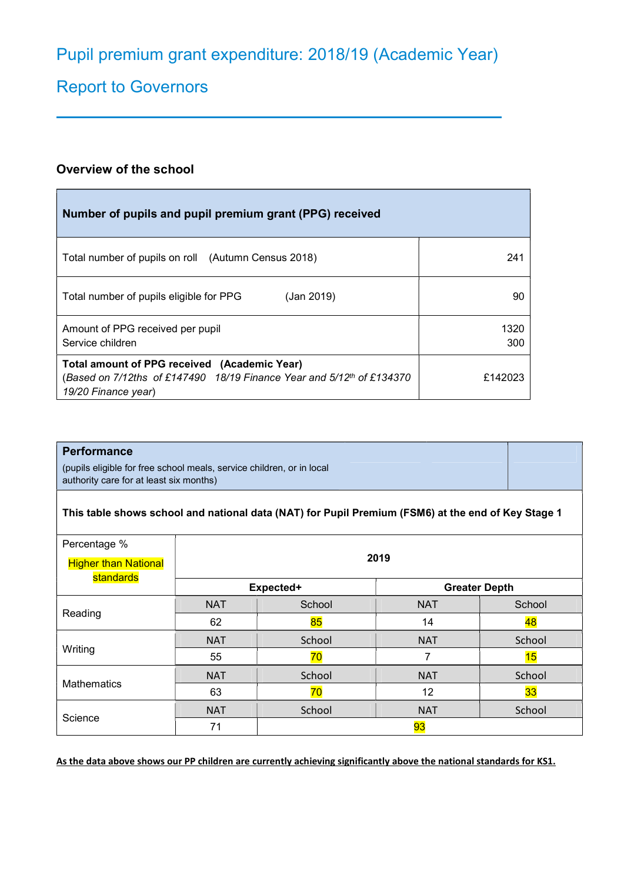# Pupil premium grant expenditure: 2018/19 (Academic Year)

# Report to Governors

## Overview of the school

| Number of pupils and pupil premium grant (PPG) received | |
|---|---|
| Total number of pupils on roll (Autumn Census 2018) | 241 |
| Total number of pupils eligible for PPG (Jan 2019) | 90 |
| Amount of PPG received per pupil<br>Service children | 1320<br>300 |
| **Total amount of PPG received (Academic Year)**<br>(*Based on 7/12ths of £147490 18/19 Finance Year and 5/12th of £134370 19/20 Finance year*) | £142023 |

| **Performance**<br>(pupils eligible for free school meals, service children, or in local authority care for at least six months) | | | | |
|---|---|---|---|---|
| **This table shows school and national data (NAT) for Pupil Premium (FSM6) at the end of Key Stage 1** | | | | |
| Percentage %<br>Higher than National standards | **2019** | | | |
| | **Expected+** | | **Greater Depth** | |
| Reading | NAT | School | NAT | School |
| | 62 | 85 | 14 | 48 |
| Writing | NAT | School | NAT | School |
| | 55 | 70 | 7 | 15 |
| Mathematics | NAT | School | NAT | School |
| | 63 | 70 | 12 | 33 |
| Science | NAT | School | NAT | School |
| | 71 | 93 | | |

**As the data above shows our PP children are currently achieving significantly above the national standards for KS1.**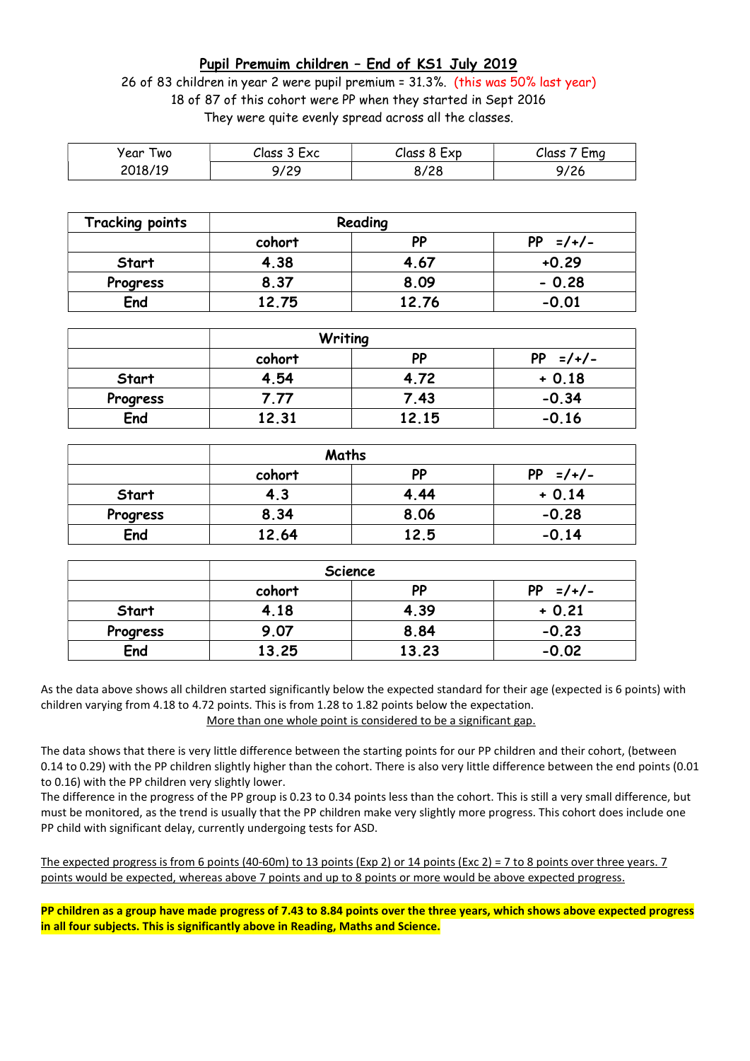## Pupil Premuim children – End of KS1 July 2019

26 of 83 children in year 2 were pupil premium = 31.3%. (this was 50% last year)
18 of 87 of this cohort were PP when they started in Sept 2016
They were quite evenly spread across all the classes.

| Year Two 2018/19 | Class 3 Exc | Class 8 Exp | Class 7 Emg |
|---|---|---|---|
| | 9/29 | 8/28 | 9/26 |

| Tracking points | Reading | | |
|---|---|---|---|
| | **cohort** | **PP** | **PP =/+/-** |
| **Start** | **4.38** | **4.67** | **+0.29** |
| **Progress** | **8.37** | **8.09** | **- 0.28** |
| **End** | **12.75** | **12.76** | **-0.01** |

| | Writing | | |
|---|---|---|---|
| | **cohort** | **PP** | **PP =/+/-** |
| **Start** | **4.54** | **4.72** | **+ 0.18** |
| **Progress** | **7.77** | **7.43** | **-0.34** |
| **End** | **12.31** | **12.15** | **-0.16** |

| | Maths | | |
|---|---|---|---|
| | **cohort** | **PP** | **PP =/+/-** |
| **Start** | **4.3** | **4.44** | **+ 0.14** |
| **Progress** | **8.34** | **8.06** | **-0.28** |
| **End** | **12.64** | **12.5** | **-0.14** |

| | Science | | |
|---|---|---|---|
| | **cohort** | **PP** | **PP =/+/-** |
| **Start** | **4.18** | **4.39** | **+ 0.21** |
| **Progress** | **9.07** | **8.84** | **-0.23** |
| **End** | **13.25** | **13.23** | **-0.02** |

As the data above shows all children started significantly below the expected standard for their age (expected is 6 points) with children varying from 4.18 to 4.72 points. This is from 1.28 to 1.82 points below the expectation.
More than one whole point is considered to be a significant gap.

The data shows that there is very little difference between the starting points for our PP children and their cohort, (between 0.14 to 0.29) with the PP children slightly higher than the cohort. There is also very little difference between the end points (0.01 to 0.16) with the PP children very slightly lower.
The difference in the progress of the PP group is 0.23 to 0.34 points less than the cohort. This is still a very small difference, but must be monitored, as the trend is usually that the PP children make very slightly more progress. This cohort does include one PP child with significant delay, currently undergoing tests for ASD.

The expected progress is from 6 points (40-60m) to 13 points (Exp 2) or 14 points (Exc 2) = 7 to 8 points over three years. 7 points would be expected, whereas above 7 points and up to 8 points or more would be above expected progress.

**PP children as a group have made progress of 7.43 to 8.84 points over the three years, which shows above expected progress in all four subjects. This is significantly above in Reading, Maths and Science.**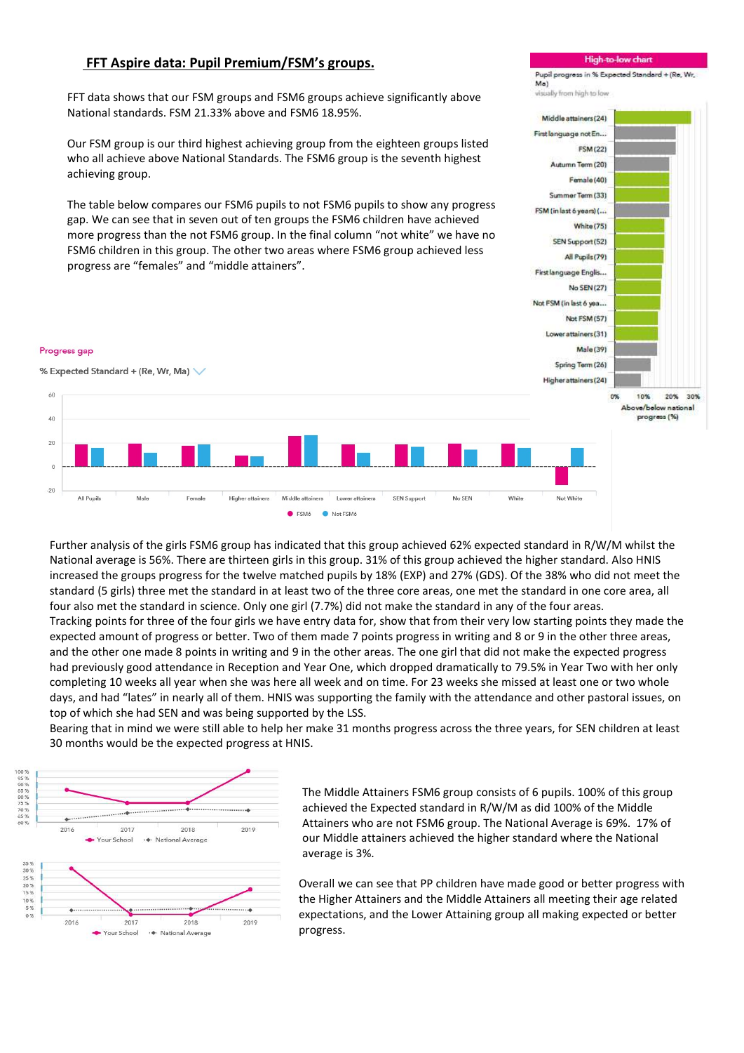## FFT Aspire data: Pupil Premium/FSM's groups.

FFT data shows that our FSM groups and FSM6 groups achieve significantly above National standards. FSM 21.33% above and FSM6 18.95%.

Our FSM group is our third highest achieving group from the eighteen groups listed who all achieve above National Standards. The FSM6 group is the seventh highest achieving group.

The table below compares our FSM6 pupils to not FSM6 pupils to show any progress gap. We can see that in seven out of ten groups the FSM6 children have achieved more progress than the not FSM6 group. In the final column "not white" we have no FSM6 children in this group. The other two areas where FSM6 group achieved less progress are "females" and "middle attainers".

**High-to-low chart**

Pupil progress in % Expected Standard + (Re, Wr, Ma)

visually from high to low

- Middle attainers (24)
- First language not En...
- FSM (22)
- Autumn Term (20)
- Female (40)
- Summer Term (33)
- FSM (in last 6 years) (...
- White (75)
- SEN Support (52)
- All Pupils (79)
- First language Englis...
- No SEN (27)
- Not FSM (in last 6 yea...
- Not FSM (57)
- Lower attainers (31)
- Male (39)
- Spring Term (26)
- Higher attainers (24)

0% 10% 20% 30%

Above/below national progress (%)

**Progress gap**

% Expected Standard + (Re, Wr, Ma)

Groups: All Pupils, Male, Female, Higher attainers, Middle attainers, Lower attainers, SEN Support, No SEN, White, Not White

● FSM6 ● Not FSM6

Further analysis of the girls FSM6 group has indicated that this group achieved 62% expected standard in R/W/M whilst the National average is 56%. There are thirteen girls in this group. 31% of this group achieved the higher standard. Also HNIS increased the groups progress for the twelve matched pupils by 18% (EXP) and 27% (GDS). Of the 38% who did not meet the standard (5 girls) three met the standard in at least two of the three core areas, one met the standard in one core area, all four also met the standard in science. Only one girl (7.7%) did not make the standard in any of the four areas.

Tracking points for three of the four girls we have entry data for, show that from their very low starting points they made the expected amount of progress or better. Two of them made 7 points progress in writing and 8 or 9 in the other three areas, and the other one made 8 points in writing and 9 in the other areas. The one girl that did not make the expected progress had previously good attendance in Reception and Year One, which dropped dramatically to 79.5% in Year Two with her only completing 10 weeks all year when she was here all week and on time. For 23 weeks she missed at least one or two whole days, and had "lates" in nearly all of them. HNIS was supporting the family with the attendance and other pastoral issues, on top of which she had SEN and was being supported by the LSS.

Bearing that in mind we were still able to help her make 31 months progress across the three years, for SEN children at least 30 months would be the expected progress at HNIS.

(Charts: 2016–2019, Your School vs National Average)

The Middle Attainers FSM6 group consists of 6 pupils. 100% of this group achieved the Expected standard in R/W/M as did 100% of the Middle Attainers who are not FSM6 group. The National Average is 69%. 17% of our Middle attainers achieved the higher standard where the National average is 3%.

Overall we can see that PP children have made good or better progress with the Higher Attainers and the Middle Attainers all meeting their age related expectations, and the Lower Attaining group all making expected or better progress.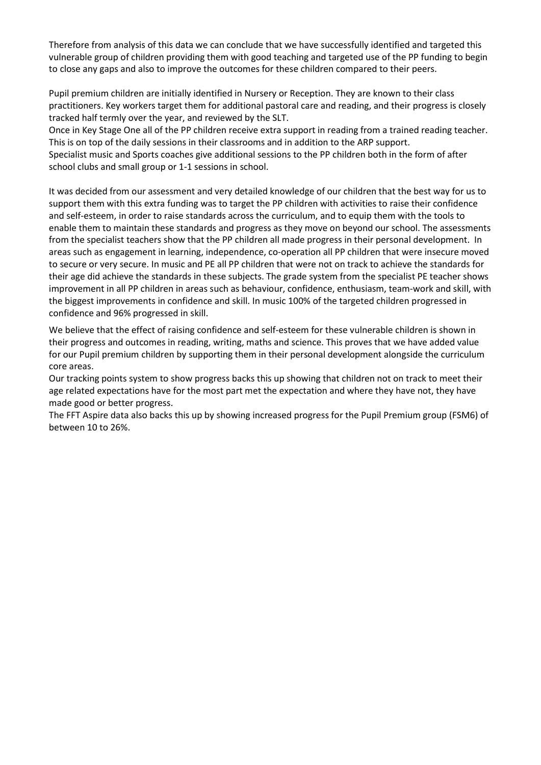Therefore from analysis of this data we can conclude that we have successfully identified and targeted this vulnerable group of children providing them with good teaching and targeted use of the PP funding to begin to close any gaps and also to improve the outcomes for these children compared to their peers.

Pupil premium children are initially identified in Nursery or Reception. They are known to their class practitioners. Key workers target them for additional pastoral care and reading, and their progress is closely tracked half termly over the year, and reviewed by the SLT.
Once in Key Stage One all of the PP children receive extra support in reading from a trained reading teacher. This is on top of the daily sessions in their classrooms and in addition to the ARP support.
Specialist music and Sports coaches give additional sessions to the PP children both in the form of after school clubs and small group or 1-1 sessions in school.

It was decided from our assessment and very detailed knowledge of our children that the best way for us to support them with this extra funding was to target the PP children with activities to raise their confidence and self-esteem, in order to raise standards across the curriculum, and to equip them with the tools to enable them to maintain these standards and progress as they move on beyond our school. The assessments from the specialist teachers show that the PP children all made progress in their personal development. In areas such as engagement in learning, independence, co-operation all PP children that were insecure moved to secure or very secure. In music and PE all PP children that were not on track to achieve the standards for their age did achieve the standards in these subjects. The grade system from the specialist PE teacher shows improvement in all PP children in areas such as behaviour, confidence, enthusiasm, team-work and skill, with the biggest improvements in confidence and skill. In music 100% of the targeted children progressed in confidence and 96% progressed in skill.

We believe that the effect of raising confidence and self-esteem for these vulnerable children is shown in their progress and outcomes in reading, writing, maths and science. This proves that we have added value for our Pupil premium children by supporting them in their personal development alongside the curriculum core areas.
Our tracking points system to show progress backs this up showing that children not on track to meet their age related expectations have for the most part met the expectation and where they have not, they have made good or better progress.
The FFT Aspire data also backs this up by showing increased progress for the Pupil Premium group (FSM6) of between 10 to 26%.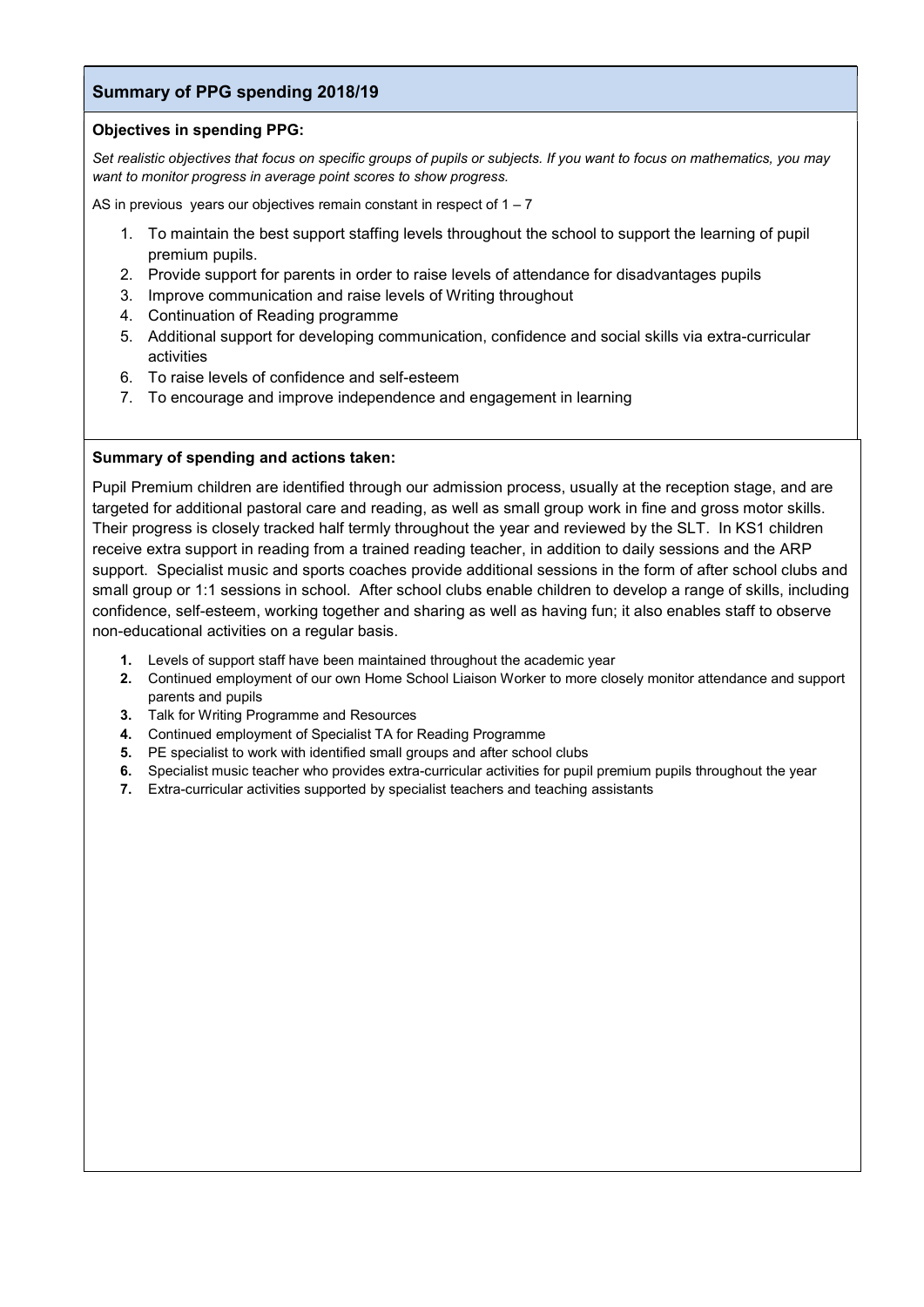## Summary of PPG spending 2018/19

**Objectives in spending PPG:**

*Set realistic objectives that focus on specific groups of pupils or subjects. If you want to focus on mathematics, you may want to monitor progress in average point scores to show progress.*

AS in previous years our objectives remain constant in respect of 1 – 7

1. To maintain the best support staffing levels throughout the school to support the learning of pupil premium pupils.
2. Provide support for parents in order to raise levels of attendance for disadvantages pupils
3. Improve communication and raise levels of Writing throughout
4. Continuation of Reading programme
5. Additional support for developing communication, confidence and social skills via extra-curricular activities
6. To raise levels of confidence and self-esteem
7. To encourage and improve independence and engagement in learning

**Summary of spending and actions taken:**

Pupil Premium children are identified through our admission process, usually at the reception stage, and are targeted for additional pastoral care and reading, as well as small group work in fine and gross motor skills. Their progress is closely tracked half termly throughout the year and reviewed by the SLT. In KS1 children receive extra support in reading from a trained reading teacher, in addition to daily sessions and the ARP support. Specialist music and sports coaches provide additional sessions in the form of after school clubs and small group or 1:1 sessions in school. After school clubs enable children to develop a range of skills, including confidence, self-esteem, working together and sharing as well as having fun; it also enables staff to observe non-educational activities on a regular basis.

1. Levels of support staff have been maintained throughout the academic year
2. Continued employment of our own Home School Liaison Worker to more closely monitor attendance and support parents and pupils
3. Talk for Writing Programme and Resources
4. Continued employment of Specialist TA for Reading Programme
5. PE specialist to work with identified small groups and after school clubs
6. Specialist music teacher who provides extra-curricular activities for pupil premium pupils throughout the year
7. Extra-curricular activities supported by specialist teachers and teaching assistants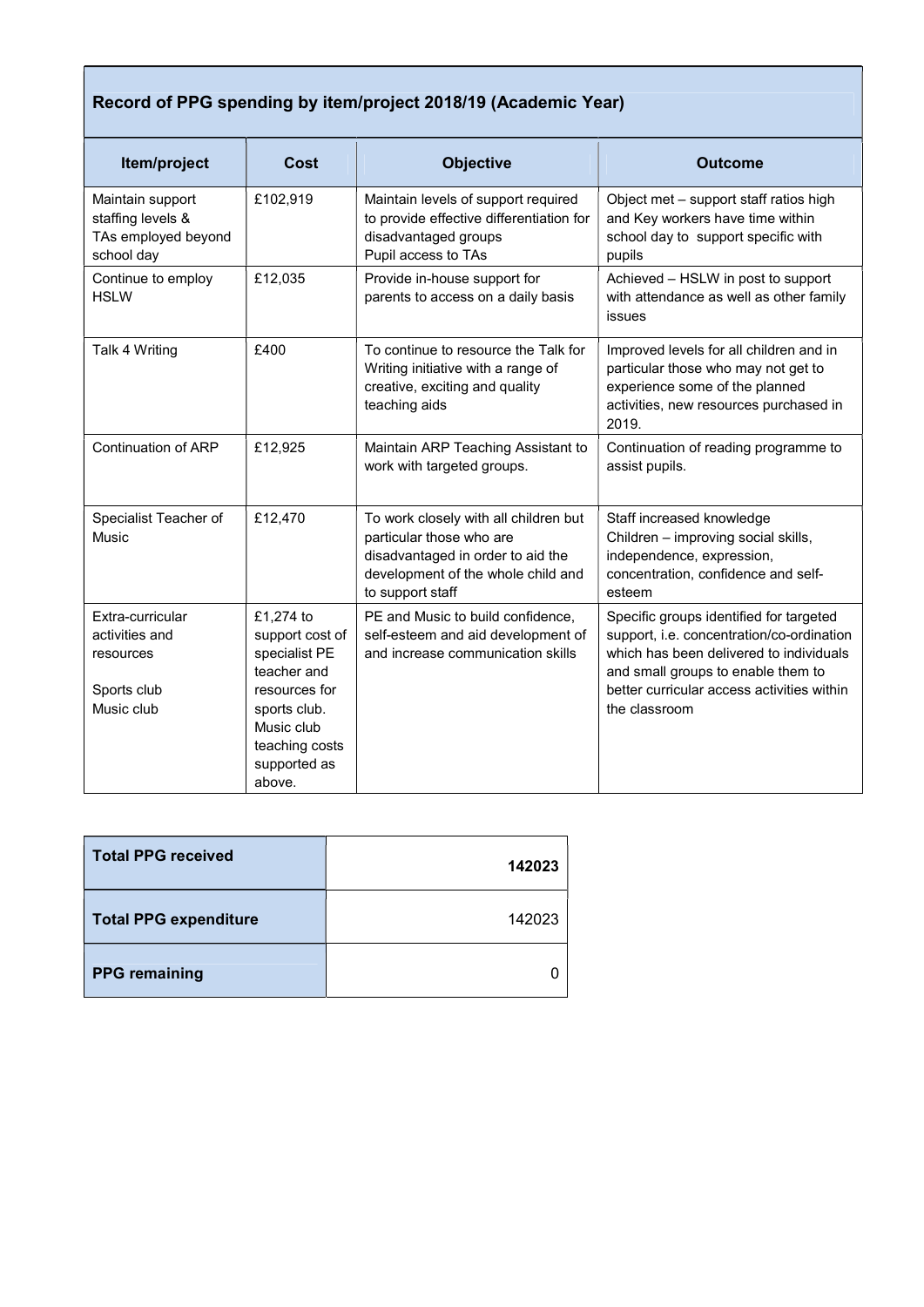## Record of PPG spending by item/project 2018/19 (Academic Year)

| Item/project | Cost | Objective | Outcome |
|---|---|---|---|
| Maintain support staffing levels & TAs employed beyond school day | £102,919 | Maintain levels of support required to provide effective differentiation for disadvantaged groups<br>Pupil access to TAs | Object met – support staff ratios high and Key workers have time within school day to support specific with pupils |
| Continue to employ HSLW | £12,035 | Provide in-house support for parents to access on a daily basis | Achieved – HSLW in post to support with attendance as well as other family issues |
| Talk 4 Writing | £400 | To continue to resource the Talk for Writing initiative with a range of creative, exciting and quality teaching aids | Improved levels for all children and in particular those who may not get to experience some of the planned activities, new resources purchased in 2019. |
| Continuation of ARP | £12,925 | Maintain ARP Teaching Assistant to work with targeted groups. | Continuation of reading programme to assist pupils. |
| Specialist Teacher of Music | £12,470 | To work closely with all children but particular those who are disadvantaged in order to aid the development of the whole child and to support staff | Staff increased knowledge<br>Children – improving social skills, independence, expression, concentration, confidence and self-esteem |
| Extra-curricular activities and resources<br><br>Sports club<br>Music club | £1,274 to support cost of specialist PE teacher and resources for sports club. Music club teaching costs supported as above. | PE and Music to build confidence, self-esteem and aid development of and increase communication skills | Specific groups identified for targeted support, i.e. concentration/co-ordination which has been delivered to individuals and small groups to enable them to better curricular access activities within the classroom |

| | |
|---|---|
| **Total PPG received** | **142023** |
| **Total PPG expenditure** | 142023 |
| **PPG remaining** | 0 |